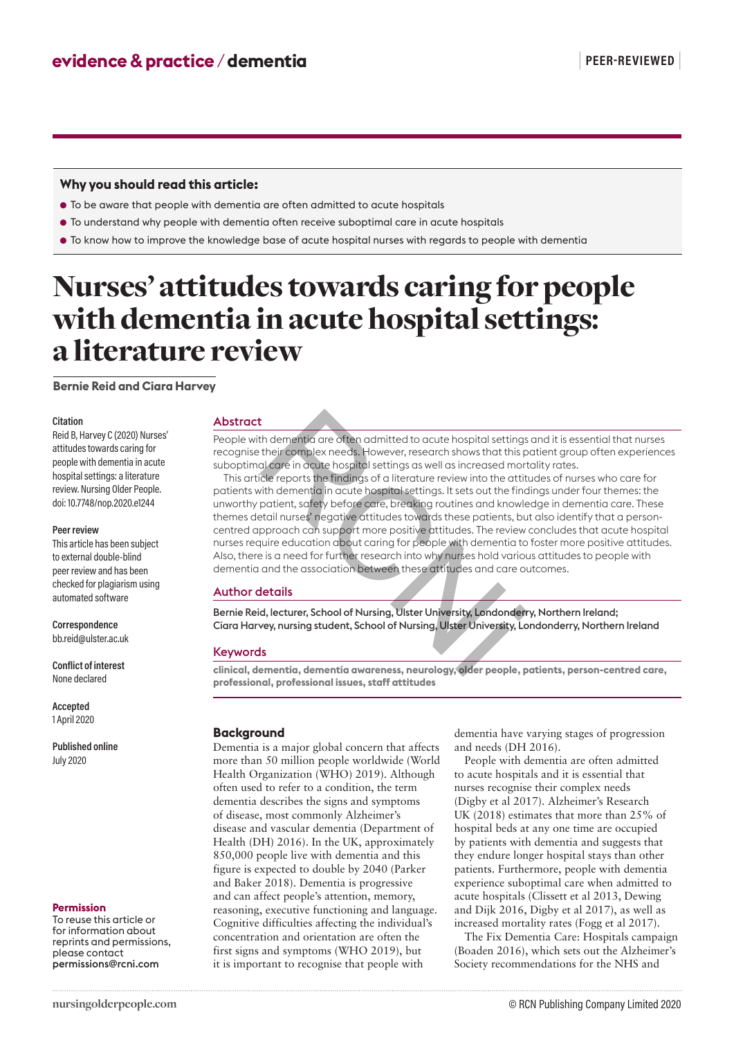evidence & practice / dementia

PEER-REVIEWED

**Why you should read this article:**

- To be aware that people with dementia are often admitted to acute hospitals
- To understand why people with dementia often receive suboptimal care in acute hospitals
- To know how to improve the knowledge base of acute hospital nurses with regards to people with dementia

# Nurses' attitudes towards caring for people with dementia in acute hospital settings: a literature review

**Bernie Reid and Ciara Harvey**

**Citation**
Reid B, Harvey C (2020) Nurses' attitudes towards caring for people with dementia in acute hospital settings: a literature review. Nursing Older People. doi: 10.7748/nop.2020.e1244

**Peer review**
This article has been subject to external double-blind peer review and has been checked for plagiarism using automated software

**Correspondence**
bb.reid@ulster.ac.uk

**Conflict of interest**
None declared

**Accepted**
1 April 2020

**Published online**
July 2020

**Permission**
To reuse this article or for information about reprints and permissions, please contact permissions@rcni.com

## Abstract

People with dementia are often admitted to acute hospital settings and it is essential that nurses recognise their complex needs. However, research shows that this patient group often experiences suboptimal care in acute hospital settings as well as increased mortality rates.

This article reports the findings of a literature review into the attitudes of nurses who care for patients with dementia in acute hospital settings. It sets out the findings under four themes: the unworthy patient, safety before care, breaking routines and knowledge in dementia care. These themes detail nurses' negative attitudes towards these patients, but also identify that a person-centred approach can support more positive attitudes. The review concludes that acute hospital nurses require education about caring for people with dementia to foster more positive attitudes. Also, there is a need for further research into why nurses hold various attitudes to people with dementia and the association between these attitudes and care outcomes.

## Author details

Bernie Reid, lecturer, School of Nursing, Ulster University, Londonderry, Northern Ireland; Ciara Harvey, nursing student, School of Nursing, Ulster University, Londonderry, Northern Ireland

## Keywords

clinical, dementia, dementia awareness, neurology, older people, patients, person-centred care, professional, professional issues, staff attitudes

## Background

Dementia is a major global concern that affects more than 50 million people worldwide (World Health Organization (WHO) 2019). Although often used to refer to a condition, the term dementia describes the signs and symptoms of disease, most commonly Alzheimer's disease and vascular dementia (Department of Health (DH) 2016). In the UK, approximately 850,000 people live with dementia and this figure is expected to double by 2040 (Parker and Baker 2018). Dementia is progressive and can affect people's attention, memory, reasoning, executive functioning and language. Cognitive difficulties affecting the individual's concentration and orientation are often the first signs and symptoms (WHO 2019), but it is important to recognise that people with dementia have varying stages of progression and needs (DH 2016).

People with dementia are often admitted to acute hospitals and it is essential that nurses recognise their complex needs (Digby et al 2017). Alzheimer's Research UK (2018) estimates that more than 25% of hospital beds at any one time are occupied by patients with dementia and suggests that they endure longer hospital stays than other patients. Furthermore, people with dementia experience suboptimal care when admitted to acute hospitals (Clissett et al 2013, Dewing and Dijk 2016, Digby et al 2017), as well as increased mortality rates (Fogg et al 2017).

The Fix Dementia Care: Hospitals campaign (Boaden 2016), which sets out the Alzheimer's Society recommendations for the NHS and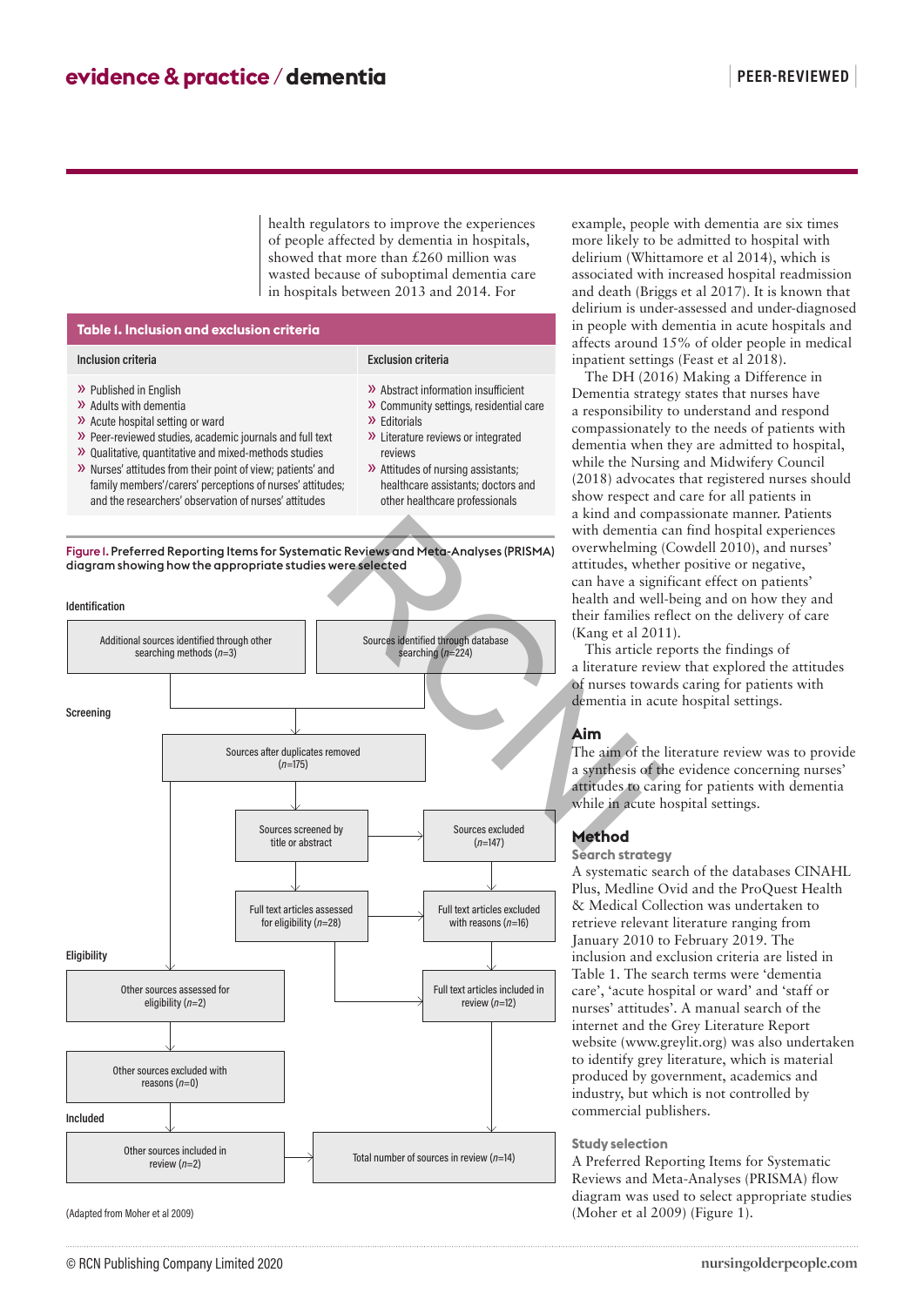health regulators to improve the experiences of people affected by dementia in hospitals, showed that more than £260 million was wasted because of suboptimal dementia care in hospitals between 2013 and 2014. For example, people with dementia are six times more likely to be admitted to hospital with delirium (Whittamore et al 2014), which is associated with increased hospital readmission and death (Briggs et al 2017). It is known that delirium is under-assessed and under-diagnosed in people with dementia in acute hospitals and affects around 15% of older people in medical inpatient settings (Feast et al 2018).

The DH (2016) Making a Difference in Dementia strategy states that nurses have a responsibility to understand and respond compassionately to the needs of patients with dementia when they are admitted to hospital, while the Nursing and Midwifery Council (2018) advocates that registered nurses should show respect and care for all patients in a kind and compassionate manner. Patients with dementia can find hospital experiences overwhelming (Cowdell 2010), and nurses' attitudes, whether positive or negative, can have a significant effect on patients' health and well-being and on how they and their families reflect on the delivery of care (Kang et al 2011).

This article reports the findings of a literature review that explored the attitudes of nurses towards caring for patients with dementia in acute hospital settings.

**Table 1. Inclusion and exclusion criteria**

| Inclusion criteria | Exclusion criteria |
|---|---|
| » Published in English<br>» Adults with dementia<br>» Acute hospital setting or ward<br>» Peer-reviewed studies, academic journals and full text<br>» Qualitative, quantitative and mixed-methods studies<br>» Nurses' attitudes from their point of view; patients' and family members'/carers' perceptions of nurses' attitudes; and the researchers' observation of nurses' attitudes | » Abstract information insufficient<br>» Community settings, residential care<br>» Editorials<br>» Literature reviews or integrated reviews<br>» Attitudes of nursing assistants; healthcare assistants; doctors and other healthcare professionals |

Figure 1. Preferred Reporting Items for Systematic Reviews and Meta-Analyses (PRISMA) diagram showing how the appropriate studies were selected

**Identification**
- Additional sources identified through other searching methods ($n$=3)
- Sources identified through database searching ($n$=224)

**Screening**
- Sources after duplicates removed ($n$=175)
- Sources screened by title or abstract
- Sources excluded ($n$=147)
- Full text articles assessed for eligibility ($n$=28)
- Full text articles excluded with reasons ($n$=16)

**Eligibility**
- Other sources assessed for eligibility ($n$=2)
- Full text articles included in review ($n$=12)
- Other sources excluded with reasons ($n$=0)

**Included**
- Other sources included in review ($n$=2)
- Total number of sources in review ($n$=14)

(Adapted from Moher et al 2009)

## Aim

The aim of the literature review was to provide a synthesis of the evidence concerning nurses' attitudes to caring for patients with dementia while in acute hospital settings.

## Method

### Search strategy

A systematic search of the databases CINAHL Plus, Medline Ovid and the ProQuest Health & Medical Collection was undertaken to retrieve relevant literature ranging from January 2010 to February 2019. The inclusion and exclusion criteria are listed in Table 1. The search terms were 'dementia care', 'acute hospital or ward' and 'staff or nurses' attitudes'. A manual search of the internet and the Grey Literature Report website (www.greylit.org) was also undertaken to identify grey literature, which is material produced by government, academics and industry, but which is not controlled by commercial publishers.

### Study selection

A Preferred Reporting Items for Systematic Reviews and Meta-Analyses (PRISMA) flow diagram was used to select appropriate studies (Moher et al 2009) (Figure 1).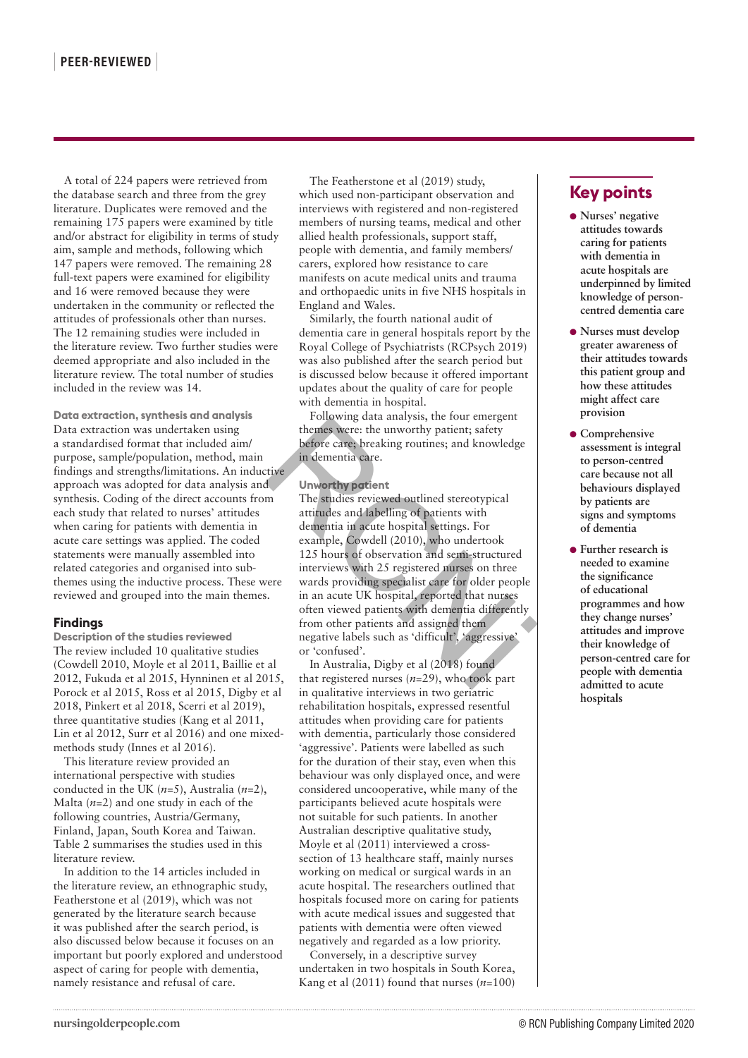A total of 224 papers were retrieved from the database search and three from the grey literature. Duplicates were removed and the remaining 175 papers were examined by title and/or abstract for eligibility in terms of study aim, sample and methods, following which 147 papers were removed. The remaining 28 full-text papers were examined for eligibility and 16 were removed because they were undertaken in the community or reflected the attitudes of professionals other than nurses. The 12 remaining studies were included in the literature review. Two further studies were deemed appropriate and also included in the literature review. The total number of studies included in the review was 14.

### Data extraction, synthesis and analysis

Data extraction was undertaken using a standardised format that included aim/purpose, sample/population, method, main findings and strengths/limitations. An inductive approach was adopted for data analysis and synthesis. Coding of the direct accounts from each study that related to nurses' attitudes when caring for patients with dementia in acute care settings was applied. The coded statements were manually assembled into related categories and organised into sub-themes using the inductive process. These were reviewed and grouped into the main themes.

## Findings

### Description of the studies reviewed

The review included 10 qualitative studies (Cowdell 2010, Moyle et al 2011, Baillie et al 2012, Fukuda et al 2015, Hynninen et al 2015, Porock et al 2015, Ross et al 2015, Digby et al 2018, Pinkert et al 2018, Scerri et al 2019), three quantitative studies (Kang et al 2011, Lin et al 2012, Surr et al 2016) and one mixed-methods study (Innes et al 2016).

This literature review provided an international perspective with studies conducted in the UK ($n$=5), Australia ($n$=2), Malta ($n$=2) and one study in each of the following countries, Austria/Germany, Finland, Japan, South Korea and Taiwan. Table 2 summarises the studies used in this literature review.

In addition to the 14 articles included in the literature review, an ethnographic study, Featherstone et al (2019), which was not generated by the literature search because it was published after the search period, is also discussed below because it focuses on an important but poorly explored and understood aspect of caring for people with dementia, namely resistance and refusal of care.

The Featherstone et al (2019) study, which used non-participant observation and interviews with registered and non-registered members of nursing teams, medical and other allied health professionals, support staff, people with dementia, and family members/carers, explored how resistance to care manifests on acute medical units and trauma and orthopaedic units in five NHS hospitals in England and Wales.

Similarly, the fourth national audit of dementia care in general hospitals report by the Royal College of Psychiatrists (RCPsych 2019) was also published after the search period but is discussed below because it offered important updates about the quality of care for people with dementia in hospital.

Following data analysis, the four emergent themes were: the unworthy patient; safety before care; breaking routines; and knowledge in dementia care.

### Unworthy patient

The studies reviewed outlined stereotypical attitudes and labelling of patients with dementia in acute hospital settings. For example, Cowdell (2010), who undertook 125 hours of observation and semi-structured interviews with 25 registered nurses on three wards providing specialist care for older people in an acute UK hospital, reported that nurses often viewed patients with dementia differently from other patients and assigned them negative labels such as 'difficult', 'aggressive' or 'confused'.

In Australia, Digby et al (2018) found that registered nurses ($n$=29), who took part in qualitative interviews in two geriatric rehabilitation hospitals, expressed resentful attitudes when providing care for patients with dementia, particularly those considered 'aggressive'. Patients were labelled as such for the duration of their stay, even when this behaviour was only displayed once, and were considered uncooperative, while many of the participants believed acute hospitals were not suitable for such patients. In another Australian descriptive qualitative study, Moyle et al (2011) interviewed a cross-section of 13 healthcare staff, mainly nurses working on medical or surgical wards in an acute hospital. The researchers outlined that hospitals focused more on caring for patients with acute medical issues and suggested that patients with dementia were often viewed negatively and regarded as a low priority.

Conversely, in a descriptive survey undertaken in two hospitals in South Korea, Kang et al (2011) found that nurses ($n$=100)

## Key points

- Nurses' negative attitudes towards caring for patients with dementia in acute hospitals are underpinned by limited knowledge of person-centred dementia care
- Nurses must develop greater awareness of their attitudes towards this patient group and how these attitudes might affect care provision
- Comprehensive assessment is integral to person-centred care because not all behaviours displayed by patients are signs and symptoms of dementia
- Further research is needed to examine the significance of educational programmes and how they change nurses' attitudes and improve their knowledge of person-centred care for people with dementia admitted to acute hospitals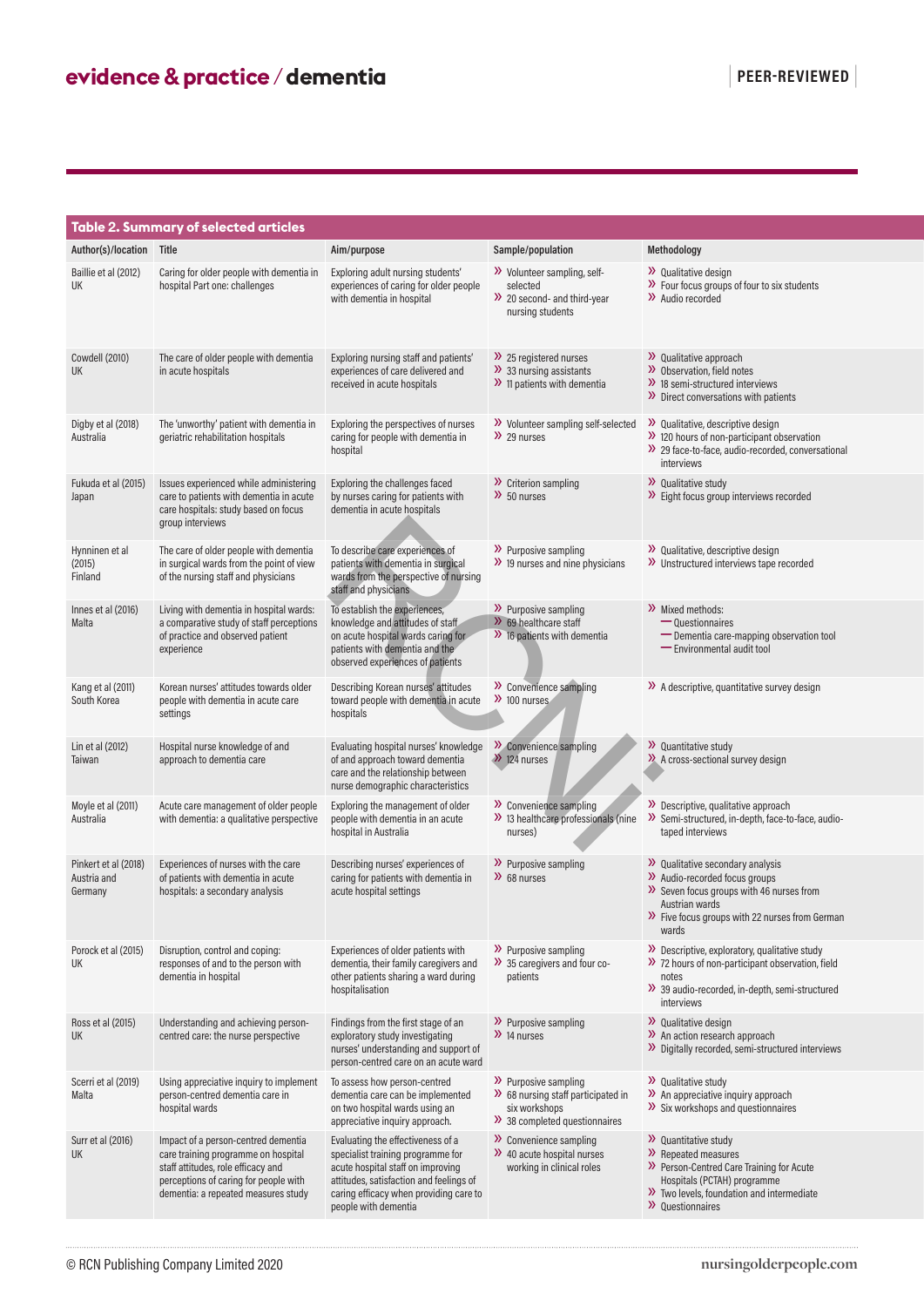**Table 2. Summary of selected articles**

| Author(s)/location | Title | Aim/purpose | Sample/population | Methodology |
|---|---|---|---|---|
| Baillie et al (2012) UK | Caring for older people with dementia in hospital Part one: challenges | Exploring adult nursing students' experiences of caring for older people with dementia in hospital | » Volunteer sampling, self-selected<br>» 20 second- and third-year nursing students | » Qualitative design<br>» Four focus groups of four to six students<br>» Audio recorded |
| Cowdell (2010) UK | The care of older people with dementia in acute hospitals | Exploring nursing staff and patients' experiences of care delivered and received in acute hospitals | » 25 registered nurses<br>» 33 nursing assistants<br>» 11 patients with dementia | » Qualitative approach<br>» Observation, field notes<br>» 18 semi-structured interviews<br>» Direct conversations with patients |
| Digby et al (2018) Australia | The 'unworthy' patient with dementia in geriatric rehabilitation hospitals | Exploring the perspectives of nurses caring for people with dementia in hospital | » Volunteer sampling self-selected<br>» 29 nurses | » Qualitative, descriptive design<br>» 120 hours of non-participant observation<br>» 29 face-to-face, audio-recorded, conversational interviews |
| Fukuda et al (2015) Japan | Issues experienced while administering care to patients with dementia in acute care hospitals: study based on focus group interviews | Exploring the challenges faced by nurses caring for patients with dementia in acute hospitals | » Criterion sampling<br>» 50 nurses | » Qualitative study<br>» Eight focus group interviews recorded |
| Hynninen et al (2015) Finland | The care of older people with dementia in surgical wards from the point of view of the nursing staff and physicians | To describe care experiences of patients with dementia in surgical wards from the perspective of nursing staff and physicians | » Purposive sampling<br>» 19 nurses and nine physicians | » Qualitative, descriptive design<br>» Unstructured interviews tape recorded |
| Innes et al (2016) Malta | Living with dementia in hospital wards: a comparative study of staff perceptions of practice and observed patient experience | To establish the experiences, knowledge and attitudes of staff on acute hospital wards caring for patients with dementia and the observed experiences of patients | » Purposive sampling<br>» 69 healthcare staff<br>» 16 patients with dementia | » Mixed methods:<br>— Questionnaires<br>— Dementia care-mapping observation tool<br>— Environmental audit tool |
| Kang et al (2011) South Korea | Korean nurses' attitudes towards older people with dementia in acute care settings | Describing Korean nurses' attitudes toward people with dementia in acute hospitals | » Convenience sampling<br>» 100 nurses | » A descriptive, quantitative survey design |
| Lin et al (2012) Taiwan | Hospital nurse knowledge of and approach to dementia care | Evaluating hospital nurses' knowledge of and approach toward dementia care and the relationship between nurse demographic characteristics | » Convenience sampling<br>» 124 nurses | » Quantitative study<br>» A cross-sectional survey design |
| Moyle et al (2011) Australia | Acute care management of older people with dementia: a qualitative perspective | Exploring the management of older people with dementia in an acute hospital in Australia | » Convenience sampling<br>» 13 healthcare professionals (nine nurses) | » Descriptive, qualitative approach<br>» Semi-structured, in-depth, face-to-face, audio-taped interviews |
| Pinkert et al (2018) Austria and Germany | Experiences of nurses with the care of patients with dementia in acute hospitals: a secondary analysis | Describing nurses' experiences of caring for patients with dementia in acute hospital settings | » Purposive sampling<br>» 68 nurses | » Qualitative secondary analysis<br>» Audio-recorded focus groups<br>» Seven focus groups with 46 nurses from Austrian wards<br>» Five focus groups with 22 nurses from German wards |
| Porock et al (2015) UK | Disruption, control and coping: responses of and to the person with dementia in hospital | Experiences of older patients with dementia, their family caregivers and other patients sharing a ward during hospitalisation | » Purposive sampling<br>» 35 caregivers and four co-patients | » Descriptive, exploratory, qualitative study<br>» 72 hours of non-participant observation, field notes<br>» 39 audio-recorded, in-depth, semi-structured interviews |
| Ross et al (2015) UK | Understanding and achieving person-centred care: the nurse perspective | Findings from the first stage of an exploratory study investigating nurses' understanding and support of person-centred care on an acute ward | » Purposive sampling<br>» 14 nurses | » Qualitative design<br>» An action research approach<br>» Digitally recorded, semi-structured interviews |
| Scerri et al (2019) Malta | Using appreciative inquiry to implement person-centred dementia care in hospital wards | To assess how person-centred dementia care can be implemented on two hospital wards using an appreciative inquiry approach. | » Purposive sampling<br>» 68 nursing staff participated in six workshops<br>» 38 completed questionnaires | » Qualitative study<br>» An appreciative inquiry approach<br>» Six workshops and questionnaires |
| Surr et al (2016) UK | Impact of a person-centred dementia care training programme on hospital staff attitudes, role efficacy and perceptions of caring for people with dementia: a repeated measures study | Evaluating the effectiveness of a specialist training programme for acute hospital staff on improving attitudes, satisfaction and feelings of caring efficacy when providing care to people with dementia | » Convenience sampling<br>» 40 acute hospital nurses working in clinical roles | » Quantitative study<br>» Repeated measures<br>» Person-Centred Care Training for Acute Hospitals (PCTAH) programme<br>» Two levels, foundation and intermediate<br>» Questionnaires |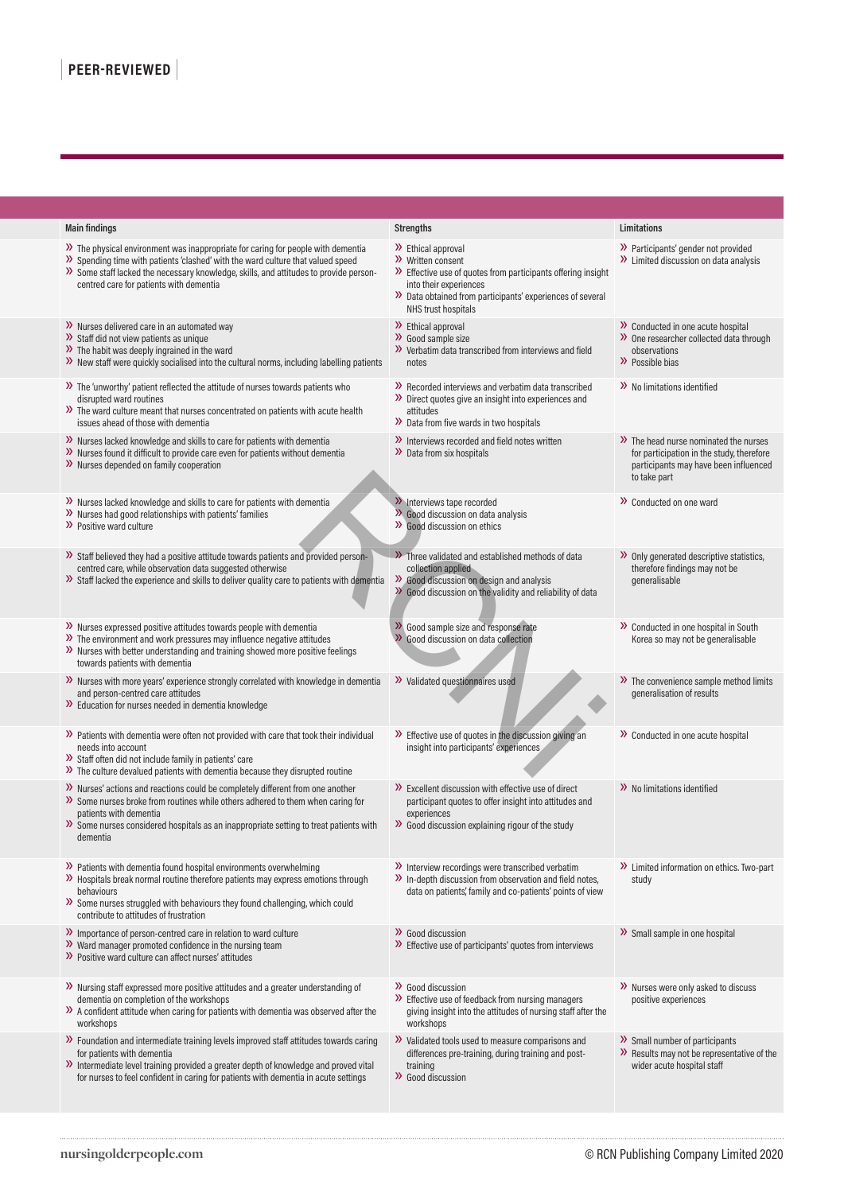| Main findings | Strengths | Limitations |
|---|---|---|
| » The physical environment was inappropriate for caring for people with dementia<br>» Spending time with patients 'clashed' with the ward culture that valued speed<br>» Some staff lacked the necessary knowledge, skills, and attitudes to provide person-centred care for patients with dementia | » Ethical approval<br>» Written consent<br>» Effective use of quotes from participants offering insight into their experiences<br>» Data obtained from participants' experiences of several NHS trust hospitals | » Participants' gender not provided<br>» Limited discussion on data analysis |
| » Nurses delivered care in an automated way<br>» Staff did not view patients as unique<br>» The habit was deeply ingrained in the ward<br>» New staff were quickly socialised into the cultural norms, including labelling patients | » Ethical approval<br>» Good sample size<br>» Verbatim data transcribed from interviews and field notes | » Conducted in one acute hospital<br>» One researcher collected data through observations<br>» Possible bias |
| » The 'unworthy' patient reflected the attitude of nurses towards patients who disrupted ward routines<br>» The ward culture meant that nurses concentrated on patients with acute health issues ahead of those with dementia | » Recorded interviews and verbatim data transcribed<br>» Direct quotes give an insight into experiences and attitudes<br>» Data from five wards in two hospitals | » No limitations identified |
| » Nurses lacked knowledge and skills to care for patients with dementia<br>» Nurses found it difficult to provide care even for patients without dementia<br>» Nurses depended on family cooperation | » Interviews recorded and field notes written<br>» Data from six hospitals | » The head nurse nominated the nurses for participation in the study, therefore participants may have been influenced to take part |
| » Nurses lacked knowledge and skills to care for patients with dementia<br>» Nurses had good relationships with patients' families<br>» Positive ward culture | » Interviews tape recorded<br>» Good discussion on data analysis<br>» Good discussion on ethics | » Conducted on one ward |
| » Staff believed they had a positive attitude towards patients and provided person-centred care, while observation data suggested otherwise<br>» Staff lacked the experience and skills to deliver quality care to patients with dementia | » Three validated and established methods of data collection applied<br>» Good discussion on design and analysis<br>» Good discussion on the validity and reliability of data | » Only generated descriptive statistics, therefore findings may not be generalisable |
| » Nurses expressed positive attitudes towards people with dementia<br>» The environment and work pressures may influence negative attitudes<br>» Nurses with better understanding and training showed more positive feelings towards patients with dementia | » Good sample size and response rate<br>» Good discussion on data collection | » Conducted in one hospital in South Korea so may not be generalisable |
| » Nurses with more years' experience strongly correlated with knowledge in dementia and person-centred care attitudes<br>» Education for nurses needed in dementia knowledge | » Validated questionnaires used | » The convenience sample method limits generalisation of results |
| » Patients with dementia were often not provided with care that took their individual needs into account<br>» Staff often did not include family in patients' care<br>» The culture devalued patients with dementia because they disrupted routine | » Effective use of quotes in the discussion giving an insight into participants' experiences | » Conducted in one acute hospital |
| » Nurses' actions and reactions could be completely different from one another<br>» Some nurses broke from routines while others adhered to them when caring for patients with dementia<br>» Some nurses considered hospitals as an inappropriate setting to treat patients with dementia | » Excellent discussion with effective use of direct participant quotes to offer insight into attitudes and experiences<br>» Good discussion explaining rigour of the study | » No limitations identified |
| » Patients with dementia found hospital environments overwhelming<br>» Hospitals break normal routine therefore patients may express emotions through behaviours<br>» Some nurses struggled with behaviours they found challenging, which could contribute to attitudes of frustration | » Interview recordings were transcribed verbatim<br>» In-depth discussion from observation and field notes, data on patients, family and co-patients' points of view | » Limited information on ethics. Two-part study |
| » Importance of person-centred care in relation to ward culture<br>» Ward manager promoted confidence in the nursing team<br>» Positive ward culture can affect nurses' attitudes | » Good discussion<br>» Effective use of participants' quotes from interviews | » Small sample in one hospital |
| » Nursing staff expressed more positive attitudes and a greater understanding of dementia on completion of the workshops<br>» A confident attitude when caring for patients with dementia was observed after the workshops | » Good discussion<br>» Effective use of feedback from nursing managers giving insight into the attitudes of nursing staff after the workshops | » Nurses were only asked to discuss positive experiences |
| » Foundation and intermediate training levels improved staff attitudes towards caring for patients with dementia<br>» Intermediate level training provided a greater depth of knowledge and proved vital for nurses to feel confident in caring for patients with dementia in acute settings | » Validated tools used to measure comparisons and differences pre-training, during training and post-training<br>» Good discussion | » Small number of participants<br>» Results may not be representative of the wider acute hospital staff |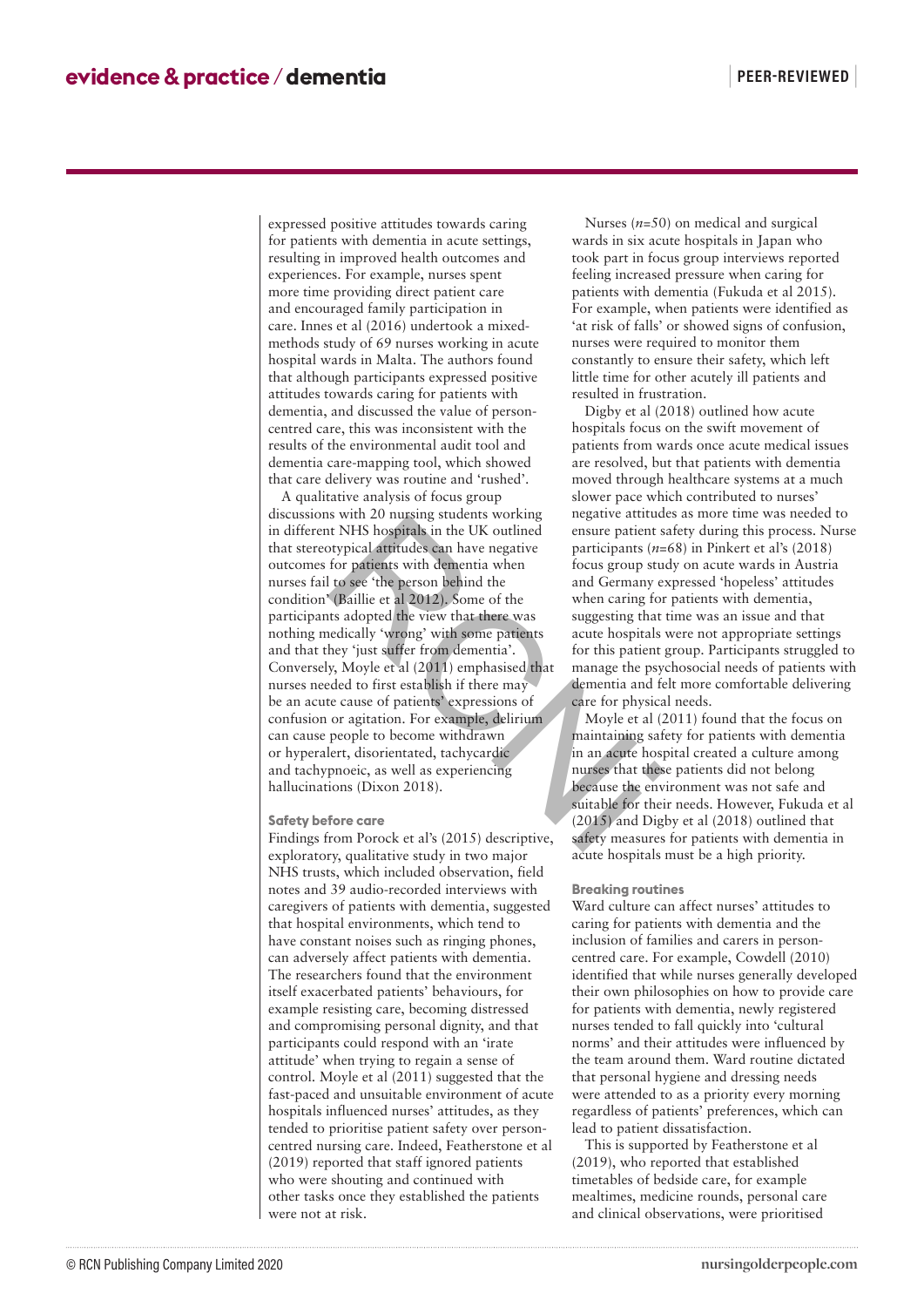expressed positive attitudes towards caring for patients with dementia in acute settings, resulting in improved health outcomes and experiences. For example, nurses spent more time providing direct patient care and encouraged family participation in care. Innes et al (2016) undertook a mixed-methods study of 69 nurses working in acute hospital wards in Malta. The authors found that although participants expressed positive attitudes towards caring for patients with dementia, and discussed the value of person-centred care, this was inconsistent with the results of the environmental audit tool and dementia care-mapping tool, which showed that care delivery was routine and 'rushed'.

A qualitative analysis of focus group discussions with 20 nursing students working in different NHS hospitals in the UK outlined that stereotypical attitudes can have negative outcomes for patients with dementia when nurses fail to see 'the person behind the condition' (Baillie et al 2012). Some of the participants adopted the view that there was nothing medically 'wrong' with some patients and that they 'just suffer from dementia'. Conversely, Moyle et al (2011) emphasised that nurses needed to first establish if there may be an acute cause of patients' expressions of confusion or agitation. For example, delirium can cause people to become withdrawn or hyperalert, disorientated, tachycardic and tachypnoeic, as well as experiencing hallucinations (Dixon 2018).

### Safety before care

Findings from Porock et al's (2015) descriptive, exploratory, qualitative study in two major NHS trusts, which included observation, field notes and 39 audio-recorded interviews with caregivers of patients with dementia, suggested that hospital environments, which tend to have constant noises such as ringing phones, can adversely affect patients with dementia. The researchers found that the environment itself exacerbated patients' behaviours, for example resisting care, becoming distressed and compromising personal dignity, and that participants could respond with an 'irate attitude' when trying to regain a sense of control. Moyle et al (2011) suggested that the fast-paced and unsuitable environment of acute hospitals influenced nurses' attitudes, as they tended to prioritise patient safety over person-centred nursing care. Indeed, Featherstone et al (2019) reported that staff ignored patients who were shouting and continued with other tasks once they established the patients were not at risk.

Nurses ($n$=50) on medical and surgical wards in six acute hospitals in Japan who took part in focus group interviews reported feeling increased pressure when caring for patients with dementia (Fukuda et al 2015). For example, when patients were identified as 'at risk of falls' or showed signs of confusion, nurses were required to monitor them constantly to ensure their safety, which left little time for other acutely ill patients and resulted in frustration.

Digby et al (2018) outlined how acute hospitals focus on the swift movement of patients from wards once acute medical issues are resolved, but that patients with dementia moved through healthcare systems at a much slower pace which contributed to nurses' negative attitudes as more time was needed to ensure patient safety during this process. Nurse participants ($n$=68) in Pinkert et al's (2018) focus group study on acute wards in Austria and Germany expressed 'hopeless' attitudes when caring for patients with dementia, suggesting that time was an issue and that acute hospitals were not appropriate settings for this patient group. Participants struggled to manage the psychosocial needs of patients with dementia and felt more comfortable delivering care for physical needs.

Moyle et al (2011) found that the focus on maintaining safety for patients with dementia in an acute hospital created a culture among nurses that these patients did not belong because the environment was not safe and suitable for their needs. However, Fukuda et al (2015) and Digby et al (2018) outlined that safety measures for patients with dementia in acute hospitals must be a high priority.

### Breaking routines

Ward culture can affect nurses' attitudes to caring for patients with dementia and the inclusion of families and carers in person-centred care. For example, Cowdell (2010) identified that while nurses generally developed their own philosophies on how to provide care for patients with dementia, newly registered nurses tended to fall quickly into 'cultural norms' and their attitudes were influenced by the team around them. Ward routine dictated that personal hygiene and dressing needs were attended to as a priority every morning regardless of patients' preferences, which can lead to patient dissatisfaction.

This is supported by Featherstone et al (2019), who reported that established timetables of bedside care, for example mealtimes, medicine rounds, personal care and clinical observations, were prioritised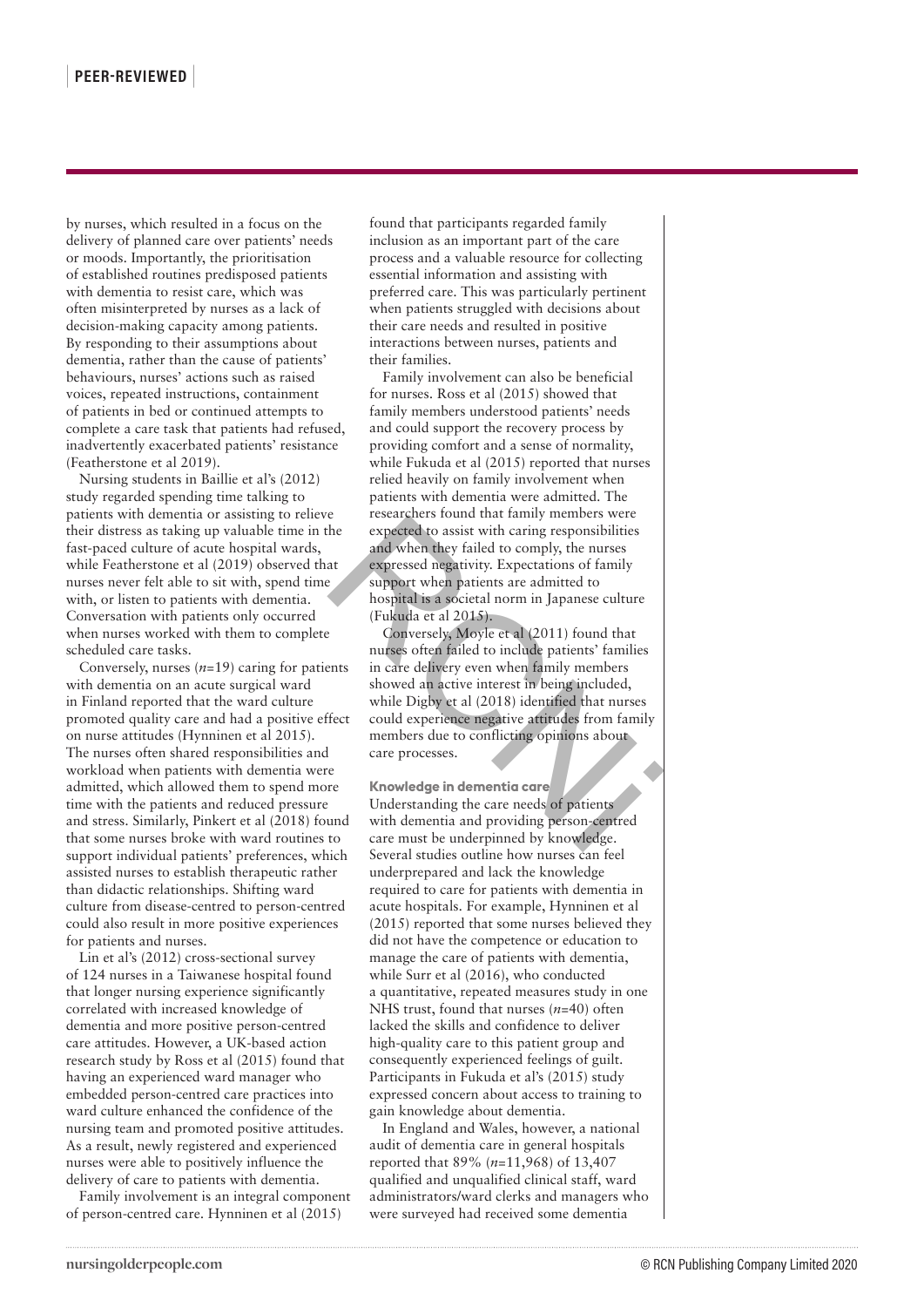by nurses, which resulted in a focus on the delivery of planned care over patients' needs or moods. Importantly, the prioritisation of established routines predisposed patients with dementia to resist care, which was often misinterpreted by nurses as a lack of decision-making capacity among patients. By responding to their assumptions about dementia, rather than the cause of patients' behaviours, nurses' actions such as raised voices, repeated instructions, containment of patients in bed or continued attempts to complete a care task that patients had refused, inadvertently exacerbated patients' resistance (Featherstone et al 2019).

Nursing students in Baillie et al's (2012) study regarded spending time talking to patients with dementia or assisting to relieve their distress as taking up valuable time in the fast-paced culture of acute hospital wards, while Featherstone et al (2019) observed that nurses never felt able to sit with, spend time with, or listen to patients with dementia. Conversation with patients only occurred when nurses worked with them to complete scheduled care tasks.

Conversely, nurses (*n*=19) caring for patients with dementia on an acute surgical ward in Finland reported that the ward culture promoted quality care and had a positive effect on nurse attitudes (Hynninen et al 2015). The nurses often shared responsibilities and workload when patients with dementia were admitted, which allowed them to spend more time with the patients and reduced pressure and stress. Similarly, Pinkert et al (2018) found that some nurses broke with ward routines to support individual patients' preferences, which assisted nurses to establish therapeutic rather than didactic relationships. Shifting ward culture from disease-centred to person-centred could also result in more positive experiences for patients and nurses.

Lin et al's (2012) cross-sectional survey of 124 nurses in a Taiwanese hospital found that longer nursing experience significantly correlated with increased knowledge of dementia and more positive person-centred care attitudes. However, a UK-based action research study by Ross et al (2015) found that having an experienced ward manager who embedded person-centred care practices into ward culture enhanced the confidence of the nursing team and promoted positive attitudes. As a result, newly registered and experienced nurses were able to positively influence the delivery of care to patients with dementia.

Family involvement is an integral component of person-centred care. Hynninen et al (2015) found that participants regarded family inclusion as an important part of the care process and a valuable resource for collecting essential information and assisting with preferred care. This was particularly pertinent when patients struggled with decisions about their care needs and resulted in positive interactions between nurses, patients and their families.

Family involvement can also be beneficial for nurses. Ross et al (2015) showed that family members understood patients' needs and could support the recovery process by providing comfort and a sense of normality, while Fukuda et al (2015) reported that nurses relied heavily on family involvement when patients with dementia were admitted. The researchers found that family members were expected to assist with caring responsibilities and when they failed to comply, the nurses expressed negativity. Expectations of family support when patients are admitted to hospital is a societal norm in Japanese culture (Fukuda et al 2015).

Conversely, Moyle et al (2011) found that nurses often failed to include patients' families in care delivery even when family members showed an active interest in being included, while Digby et al (2018) identified that nurses could experience negative attitudes from family members due to conflicting opinions about care processes.

### Knowledge in dementia care

Understanding the care needs of patients with dementia and providing person-centred care must be underpinned by knowledge. Several studies outline how nurses can feel underprepared and lack the knowledge required to care for patients with dementia in acute hospitals. For example, Hynninen et al (2015) reported that some nurses believed they did not have the competence or education to manage the care of patients with dementia, while Surr et al (2016), who conducted a quantitative, repeated measures study in one NHS trust, found that nurses (*n*=40) often lacked the skills and confidence to deliver high-quality care to this patient group and consequently experienced feelings of guilt. Participants in Fukuda et al's (2015) study expressed concern about access to training to gain knowledge about dementia.

In England and Wales, however, a national audit of dementia care in general hospitals reported that 89% (*n*=11,968) of 13,407 qualified and unqualified clinical staff, ward administrators/ward clerks and managers who were surveyed had received some dementia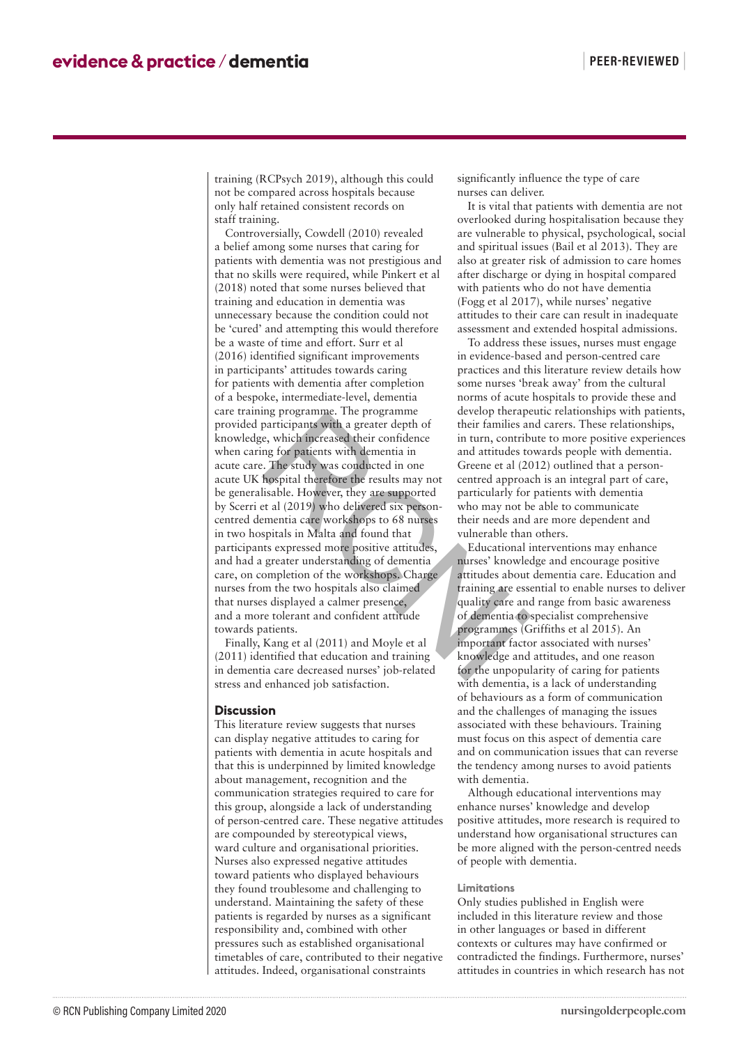training (RCPsych 2019), although this could not be compared across hospitals because only half retained consistent records on staff training.

Controversially, Cowdell (2010) revealed a belief among some nurses that caring for patients with dementia was not prestigious and that no skills were required, while Pinkert et al (2018) noted that some nurses believed that training and education in dementia was unnecessary because the condition could not be 'cured' and attempting this would therefore be a waste of time and effort. Surr et al (2016) identified significant improvements in participants' attitudes towards caring for patients with dementia after completion of a bespoke, intermediate-level, dementia care training programme. The programme provided participants with a greater depth of knowledge, which increased their confidence when caring for patients with dementia in acute care. The study was conducted in one acute UK hospital therefore the results may not be generalisable. However, they are supported by Scerri et al (2019) who delivered six person-centred dementia care workshops to 68 nurses in two hospitals in Malta and found that participants expressed more positive attitudes, and had a greater understanding of dementia care, on completion of the workshops. Charge nurses from the two hospitals also claimed that nurses displayed a calmer presence, and a more tolerant and confident attitude towards patients.

Finally, Kang et al (2011) and Moyle et al (2011) identified that education and training in dementia care decreased nurses' job-related stress and enhanced job satisfaction.

## Discussion

This literature review suggests that nurses can display negative attitudes to caring for patients with dementia in acute hospitals and that this is underpinned by limited knowledge about management, recognition and the communication strategies required to care for this group, alongside a lack of understanding of person-centred care. These negative attitudes are compounded by stereotypical views, ward culture and organisational priorities. Nurses also expressed negative attitudes toward patients who displayed behaviours they found troublesome and challenging to understand. Maintaining the safety of these patients is regarded by nurses as a significant responsibility and, combined with other pressures such as established organisational timetables of care, contributed to their negative attitudes. Indeed, organisational constraints significantly influence the type of care nurses can deliver.

It is vital that patients with dementia are not overlooked during hospitalisation because they are vulnerable to physical, psychological, social and spiritual issues (Bail et al 2013). They are also at greater risk of admission to care homes after discharge or dying in hospital compared with patients who do not have dementia (Fogg et al 2017), while nurses' negative attitudes to their care can result in inadequate assessment and extended hospital admissions.

To address these issues, nurses must engage in evidence-based and person-centred care practices and this literature review details how some nurses 'break away' from the cultural norms of acute hospitals to provide these and develop therapeutic relationships with patients, their families and carers. These relationships, in turn, contribute to more positive experiences and attitudes towards people with dementia. Greene et al (2012) outlined that a person-centred approach is an integral part of care, particularly for patients with dementia who may not be able to communicate their needs and are more dependent and vulnerable than others.

Educational interventions may enhance nurses' knowledge and encourage positive attitudes about dementia care. Education and training are essential to enable nurses to deliver quality care and range from basic awareness of dementia to specialist comprehensive programmes (Griffiths et al 2015). An important factor associated with nurses' knowledge and attitudes, and one reason for the unpopularity of caring for patients with dementia, is a lack of understanding of behaviours as a form of communication and the challenges of managing the issues associated with these behaviours. Training must focus on this aspect of dementia care and on communication issues that can reverse the tendency among nurses to avoid patients with dementia.

Although educational interventions may enhance nurses' knowledge and develop positive attitudes, more research is required to understand how organisational structures can be more aligned with the person-centred needs of people with dementia.

### Limitations

Only studies published in English were included in this literature review and those in other languages or based in different contexts or cultures may have confirmed or contradicted the findings. Furthermore, nurses' attitudes in countries in which research has not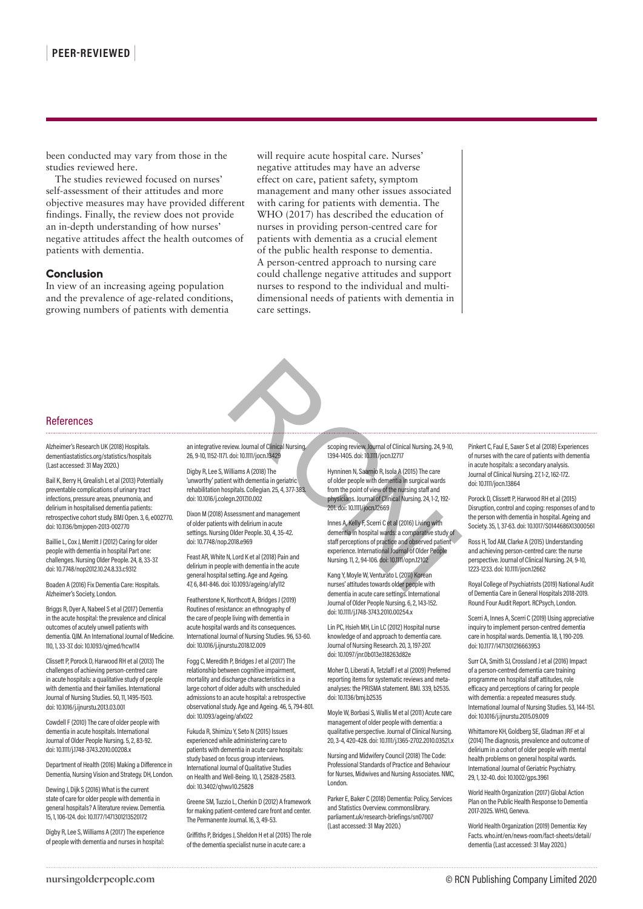been conducted may vary from those in the studies reviewed here.

The studies reviewed focused on nurses' self-assessment of their attitudes and more objective measures may have provided different findings. Finally, the review does not provide an in-depth understanding of how nurses' negative attitudes affect the health outcomes of patients with dementia.

## Conclusion

In view of an increasing ageing population and the prevalence of age-related conditions, growing numbers of patients with dementia will require acute hospital care. Nurses' negative attitudes may have an adverse effect on care, patient safety, symptom management and many other issues associated with caring for patients with dementia. The WHO (2017) has described the education of nurses in providing person-centred care for patients with dementia as a crucial element of the public health response to dementia. A person-centred approach to nursing care could challenge negative attitudes and support nurses to respond to the individual and multi-dimensional needs of patients with dementia in care settings.

## References

Alzheimer's Research UK (2018) Hospitals. dementiastatistics.org/statistics/hospitals (Last accessed: 31 May 2020.)

Bail K, Berry H, Grealish L et al (2013) Potentially preventable complications of urinary tract infections, pressure areas, pneumonia, and delirium in hospitalised dementia patients: retrospective cohort study. BMJ Open. 3, 6, e002770. doi: 10.1136/bmjopen-2013-002770

Baillie L, Cox J, Merritt J (2012) Caring for older people with dementia in hospital Part one: challenges. Nursing Older People. 24, 8, 33-37. doi: 10.7748/nop2012.10.24.8.33.c9312

Boaden A (2016) Fix Dementia Care: Hospitals. Alzheimer's Society, London.

Briggs R, Dyer A, Nabeel S et al (2017) Dementia in the acute hospital: the prevalence and clinical outcomes of acutely unwell patients with dementia. QJM. An International Journal of Medicine. 110, 1, 33-37. doi: 10.1093/qjmed/hcw114

Clissett P, Porock D, Harwood RH et al (2013) The challenges of achieving person-centred care in acute hospitals: a qualitative study of people with dementia and their families. International Journal of Nursing Studies. 50, 11, 1495-1503. doi: 10.1016/j.ijnurstu.2013.03.001

Cowdell F (2010) The care of older people with dementia in acute hospitals. International Journal of Older People Nursing. 5, 2, 83-92. doi: 10.1111/j.1748-3743.2010.00208.x

Department of Health (2016) Making a Difference in Dementia, Nursing Vision and Strategy. DH, London.

Dewing J, Dijk S (2016) What is the current state of care for older people with dementia in general hospitals? A literature review. Dementia. 15, 1, 106-124. doi: 10.1177/1471301213520172

Digby R, Lee S, Williams A (2017) The experience of people with dementia and nurses in hospital: an integrative review. Journal of Clinical Nursing. 26, 9-10, 1152-1171. doi: 10.1111/jocn.13429

Digby R, Lee S, Williams A (2018) The 'unworthy' patient with dementia in geriatric rehabilitation hospitals. Collegian. 25, 4, 377-383. doi: 10.1016/j.colegn.2017.10.002

Dixon M (2018) Assessment and management of older patients with delirium in acute settings. Nursing Older People. 30, 4, 35-42. doi: 10.7748/nop.2018.e969

Feast AR, White N, Lord K et al (2018) Pain and delirium in people with dementia in the acute general hospital setting. Age and Ageing. 47, 6, 841-846. doi: 10.1093/ageing/afy112

Featherstone K, Northcott A, Bridges J (2019) Routines of resistance: an ethnography of the care of people living with dementia in acute hospital wards and its consequences. International Journal of Nursing Studies. 96, 53-60. doi: 10.1016/j.ijnurstu.2018.12.009

Fogg C, Meredith P, Bridges J et al (2017) The relationship between cognitive impairment, mortality and discharge characteristics in a large cohort of older adults with unscheduled admissions to an acute hospital: a retrospective observational study. Age and Ageing. 46, 5, 794-801. doi: 10.1093/ageing/afx022

Fukuda R, Shimizu Y, Seto N (2015) Issues experienced while administering care to patients with dementia in acute care hospitals: study based on focus group interviews. International Journal of Qualitative Studies on Health and Well-Being. 10, 1, 25828-25813. doi: 10.3402/qhw.v10.25828

Greene SM, Tuzzio L, Cherkin D (2012) A framework for making patient-centered care front and center. The Permanente Journal. 16, 3, 49-53.

Griffiths P, Bridges J, Sheldon H et al (2015) The role of the dementia specialist nurse in acute care: a scoping review. Journal of Clinical Nursing. 24, 9-10, 1394-1405. doi: 10.1111/jocn.12717

Hynninen N, Saarnio R, Isola A (2015) The care of older people with dementia in surgical wards from the point of view of the nursing staff and physicians. Journal of Clinical Nursing. 24, 1-2, 192-201. doi: 10.1111/jocn.12669

Innes A, Kelly F, Scerri C et al (2016) Living with dementia in hospital wards: a comparative study of staff perceptions of practice and observed patient experience. International Journal of Older People Nursing. 11, 2, 94-106. doi: 10.1111/opn.12102

Kang Y, Moyle W, Venturato L (2011) Korean nurses' attitudes towards older people with dementia in acute care settings. International Journal of Older People Nursing. 6, 2, 143-152. doi: 10.1111/j.1748-3743.2010.00254.x

Lin PC, Hsieh MH, Lin LC (2012) Hospital nurse knowledge of and approach to dementia care. Journal of Nursing Research. 20, 3, 197-207. doi: 10.1097/jnr.0b013e318263d82e

Moher D, Liberati A, Tetzlaff J et al (2009) Preferred reporting items for systematic reviews and meta-analyses: the PRISMA statement. BMJ. 339, b2535. doi: 10.1136/bmj.b2535

Moyle W, Borbasi S, Wallis M et al (2011) Acute care management of older people with dementia: a qualitative perspective. Journal of Clinical Nursing. 20, 3-4, 420-428. doi: 10.1111/j.1365-2702.2010.03521.x

Nursing and Midwifery Council (2018) The Code: Professional Standards of Practice and Behaviour for Nurses, Midwives and Nursing Associates. NMC, London.

Parker E, Baker C (2018) Dementia: Policy, Services and Statistics Overview. commonslibrary.parliament.uk/research-briefings/sn07007 (Last accessed: 31 May 2020.)

Pinkert C, Faul E, Saxer S et al (2018) Experiences of nurses with the care of patients with dementia in acute hospitals: a secondary analysis. Journal of Clinical Nursing. 27, 1-2, 162-172. doi: 10.1111/jocn.13864

Porock D, Clissett P, Harwood RH et al (2015) Disruption, control and coping: responses of and to the person with dementia in hospital. Ageing and Society. 35, 1, 37-63. doi: 10.1017/S0144686X13000561

Ross H, Tod AM, Clarke A (2015) Understanding and achieving person-centred care: the nurse perspective. Journal of Clinical Nursing. 24, 9-10, 1223-1233. doi: 10.1111/jocn.12662

Royal College of Psychiatrists (2019) National Audit of Dementia Care in General Hospitals 2018-2019. Round Four Audit Report. RCPsych, London.

Scerri A, Innes A, Scerri C (2019) Using appreciative inquiry to implement person-centred dementia care in hospital wards. Dementia. 18, 1, 190-209. doi: 10.1177/1471301216663953

Surr CA, Smith SJ, Crossland J et al (2016) Impact of a person-centred dementia care training programme on hospital staff attitudes, role efficacy and perceptions of caring for people with dementia: a repeated measures study. International Journal of Nursing Studies. 53, 144-151. doi: 10.1016/j.ijnurstu.2015.09.009

Whittamore KH, Goldberg SE, Gladman JRF et al (2014) The diagnosis, prevalence and outcome of delirium in a cohort of older people with mental health problems on general hospital wards. International Journal of Geriatric Psychiatry. 29, 1, 32-40. doi: 10.1002/gps.3961

World Health Organization (2017) Global Action Plan on the Public Health Response to Dementia 2017-2025. WHO, Geneva.

World Health Organization (2019) Dementia: Key Facts. who.int/en/news-room/fact-sheets/detail/dementia (Last accessed: 31 May 2020.)